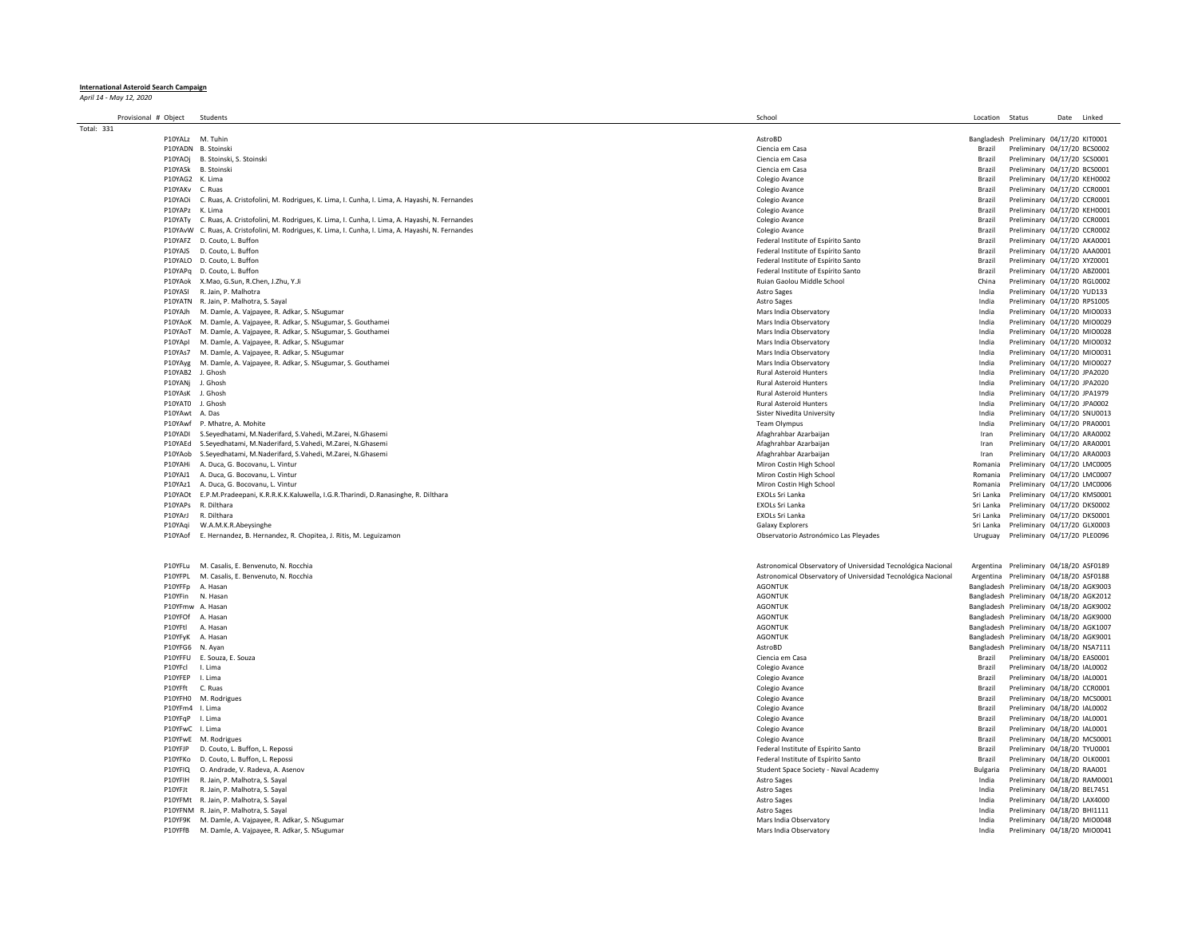**International Asteroid Search Campaign**

*April 14 - May 12, 2020*

| Provisional # | Object | Students | School | Location | Status | Date | Linked |
|---|---|---|---|---|---|---|---|
| Total: 331 | | | | | | | |
| | P10YALz | M. Tuhin | AstroBD | Bangladesh | Preliminary | 04/17/20 | KIT0001 |
| | P10YADN | B. Stoinski | Ciencia em Casa | Brazil | Preliminary | 04/17/20 | BCS0002 |
| | P10YAOj | B. Stoinski, S. Stoinski | Ciencia em Casa | Brazil | Preliminary | 04/17/20 | SCS0001 |
| | P10YASk | B. Stoinski | Ciencia em Casa | Brazil | Preliminary | 04/17/20 | BCS0001 |
| | P10YAG2 | K. Lima | Colegio Avance | Brazil | Preliminary | 04/17/20 | KEH0002 |
| | P10YAKv | C. Ruas | Colegio Avance | Brazil | Preliminary | 04/17/20 | CCR0001 |
| | P10YAOi | C. Ruas, A. Cristofolini, M. Rodrigues, K. Lima, I. Cunha, I. Lima, A. Hayashi, N. Fernandes | Colegio Avance | Brazil | Preliminary | 04/17/20 | CCR0001 |
| | P10YAPz | K. Lima | Colegio Avance | Brazil | Preliminary | 04/17/20 | KEH0001 |
| | P10YATy | C. Ruas, A. Cristofolini, M. Rodrigues, K. Lima, I. Cunha, I. Lima, A. Hayashi, N. Fernandes | Colegio Avance | Brazil | Preliminary | 04/17/20 | CCR0001 |
| | P10YAvW | C. Ruas, A. Cristofolini, M. Rodrigues, K. Lima, I. Cunha, I. Lima, A. Hayashi, N. Fernandes | Colegio Avance | Brazil | Preliminary | 04/17/20 | CCR0002 |
| | P10YAFZ | D. Couto, L. Buffon | Federal Institute of Espírito Santo | Brazil | Preliminary | 04/17/20 | AKA0001 |
| | P10YAJS | D. Couto, L. Buffon | Federal Institute of Espírito Santo | Brazil | Preliminary | 04/17/20 | AAA0001 |
| | P10YALO | D. Couto, L. Buffon | Federal Institute of Espírito Santo | Brazil | Preliminary | 04/17/20 | XYZ0001 |
| | P10YAPq | D. Couto, L. Buffon | Federal Institute of Espírito Santo | Brazil | Preliminary | 04/17/20 | ABZ0001 |
| | P10YAok | X.Mao, G.Sun, R.Chen, J.Zhu, Y.Ji | Ruian Gaolou Middle School | China | Preliminary | 04/17/20 | RGL0002 |
| | P10YASI | R. Jain, P. Malhotra | Astro Sages | India | Preliminary | 04/17/20 | YUD133 |
| | P10YATN | R. Jain, P. Malhotra, S. Sayal | Astro Sages | India | Preliminary | 04/17/20 | RPS1005 |
| | P10YAJh | M. Damle, A. Vajpayee, R. Adkar, S. NSugumar | Mars India Observatory | India | Preliminary | 04/17/20 | MIO0033 |
| | P10YAoK | M. Damle, A. Vajpayee, R. Adkar, S. NSugumar, S. Gouthamei | Mars India Observatory | India | Preliminary | 04/17/20 | MIO0029 |
| | P10YAoT | M. Damle, A. Vajpayee, R. Adkar, S. NSugumar, S. Gouthamei | Mars India Observatory | India | Preliminary | 04/17/20 | MIO0028 |
| | P10YApl | M. Damle, A. Vajpayee, R. Adkar, S. NSugumar | Mars India Observatory | India | Preliminary | 04/17/20 | MIO0032 |
| | P10YAs7 | M. Damle, A. Vajpayee, R. Adkar, S. NSugumar | Mars India Observatory | India | Preliminary | 04/17/20 | MIO0031 |
| | P10YAyg | M. Damle, A. Vajpayee, R. Adkar, S. NSugumar, S. Gouthamei | Mars India Observatory | India | Preliminary | 04/17/20 | MIO0027 |
| | P10YAB2 | J. Ghosh | Rural Asteroid Hunters | India | Preliminary | 04/17/20 | JPA2020 |
| | P10YANj | J. Ghosh | Rural Asteroid Hunters | India | Preliminary | 04/17/20 | JPA2020 |
| | P10YAsK | J. Ghosh | Rural Asteroid Hunters | India | Preliminary | 04/17/20 | JPA1979 |
| | P10YATO | J. Ghosh | Rural Asteroid Hunters | India | Preliminary | 04/17/20 | JPA0002 |
| | P10YAwt | A. Das | Sister Nivedita University | India | Preliminary | 04/17/20 | SNU0013 |
| | P10YAwf | P. Mhatre, A. Mohite | Team Olympus | India | Preliminary | 04/17/20 | PRA0001 |
| | P10YADI | S.Seyedhatami, M.Naderifard, S.Vahedi, M.Zarei, N.Ghasemi | Afaghrahbar Azarbaijan | Iran | Preliminary | 04/17/20 | ARA0002 |
| | P10YAEd | S.Seyedhatami, M.Naderifard, S.Vahedi, M.Zarei, N.Ghasemi | Afaghrahbar Azarbaijan | Iran | Preliminary | 04/17/20 | ARA0001 |
| | P10YAob | S.Seyedhatami, M.Naderifard, S.Vahedi, M.Zarei, N.Ghasemi | Afaghrahbar Azarbaijan | Iran | Preliminary | 04/17/20 | ARA0003 |
| | P10YAHi | A. Duca, G. Bocovanu, L. Vintur | Miron Costin High School | Romania | Preliminary | 04/17/20 | LMC0005 |
| | P10YAJ1 | A. Duca, G. Bocovanu, L. Vintur | Miron Costin High School | Romania | Preliminary | 04/17/20 | LMC0007 |
| | P10YAz1 | A. Duca, G. Bocovanu, L. Vintur | Miron Costin High School | Romania | Preliminary | 04/17/20 | LMC0006 |
| | P10YAOt | E.P.M.Pradeepani, K.R.R.K.K.Kaluwella, I.G.R.Tharindi, D.Ranasinghe, R. Dilthara | EXOLs Sri Lanka | Sri Lanka | Preliminary | 04/17/20 | KMS0001 |
| | P10YAPs | R. Dilthara | EXOLs Sri Lanka | Sri Lanka | Preliminary | 04/17/20 | DKS0002 |
| | P10YArJ | R. Dilthara | EXOLs Sri Lanka | Sri Lanka | Preliminary | 04/17/20 | DKS0001 |
| | P10YAqi | W.A.M.K.R.Abeysinghe | Galaxy Explorers | Sri Lanka | Preliminary | 04/17/20 | GLX0003 |
| | P10YAof | E. Hernandez, B. Hernandez, R. Chopitea, J. Ritis, M. Leguizamon | Observatorio Astronómico Las Pleyades | Uruguay | Preliminary | 04/17/20 | PLE0096 |
| | P10YFLu | M. Casalis, E. Benvenuto, N. Rocchia | Astronomical Observatory of Universidad Tecnológica Nacional | Argentina | Preliminary | 04/18/20 | ASF0189 |
| | P10YFPL | M. Casalis, E. Benvenuto, N. Rocchia | Astronomical Observatory of Universidad Tecnológica Nacional | Argentina | Preliminary | 04/18/20 | ASF0188 |
| | P10YFFp | A. Hasan | AGONTUK | Bangladesh | Preliminary | 04/18/20 | AGK9003 |
| | P10YFin | N. Hasan | AGONTUK | Bangladesh | Preliminary | 04/18/20 | AGK2012 |
| | P10YFmw | A. Hasan | AGONTUK | Bangladesh | Preliminary | 04/18/20 | AGK9002 |
| | P10YFOf | A. Hasan | AGONTUK | Bangladesh | Preliminary | 04/18/20 | AGK9000 |
| | P10YFtl | A. Hasan | AGONTUK | Bangladesh | Preliminary | 04/18/20 | AGK1007 |
| | P10YFyK | A. Hasan | AGONTUK | Bangladesh | Preliminary | 04/18/20 | AGK9001 |
| | P10YFG6 | N. Ayan | AstroBD | Bangladesh | Preliminary | 04/18/20 | NSA7111 |
| | P10YFFU | E. Souza, E. Souza | Ciencia em Casa | Brazil | Preliminary | 04/18/20 | EAS0001 |
| | P10YFcl | I. Lima | Colegio Avance | Brazil | Preliminary | 04/18/20 | IAL0002 |
| | P10YFEP | I. Lima | Colegio Avance | Brazil | Preliminary | 04/18/20 | IAL0001 |
| | P10YFft | C. Ruas | Colegio Avance | Brazil | Preliminary | 04/18/20 | CCR0001 |
| | P10YFH0 | M. Rodrigues | Colegio Avance | Brazil | Preliminary | 04/18/20 | MCS0001 |
| | P10YFm4 | I. Lima | Colegio Avance | Brazil | Preliminary | 04/18/20 | IAL0002 |
| | P10YFqP | I. Lima | Colegio Avance | Brazil | Preliminary | 04/18/20 | IAL0001 |
| | P10YFwC | I. Lima | Colegio Avance | Brazil | Preliminary | 04/18/20 | IAL0001 |
| | P10YFwE | M. Rodrigues | Colegio Avance | Brazil | Preliminary | 04/18/20 | MCS0001 |
| | P10YFJP | D. Couto, L. Buffon, L. Repossi | Federal Institute of Espírito Santo | Brazil | Preliminary | 04/18/20 | TYU0001 |
| | P10YFKo | D. Couto, L. Buffon, L. Repossi | Federal Institute of Espírito Santo | Brazil | Preliminary | 04/18/20 | OLK0001 |
| | P10YFIQ | O. Andrade, V. Radeva, A. Asenov | Student Space Society - Naval Academy | Bulgaria | Preliminary | 04/18/20 | RAA001 |
| | P10YFIH | R. Jain, P. Malhotra, S. Sayal | Astro Sages | India | Preliminary | 04/18/20 | RAM0001 |
| | P10YFJt | R. Jain, P. Malhotra, S. Sayal | Astro Sages | India | Preliminary | 04/18/20 | BEL7451 |
| | P10YFMt | R. Jain, P. Malhotra, S. Sayal | Astro Sages | India | Preliminary | 04/18/20 | LAX4000 |
| | P10YFNM | R. Jain, P. Malhotra, S. Sayal | Astro Sages | India | Preliminary | 04/18/20 | BHI1111 |
| | P10YF9K | M. Damle, A. Vajpayee, R. Adkar, S. NSugumar | Mars India Observatory | India | Preliminary | 04/18/20 | MIO0048 |
| | P10YFfB | M. Damle, A. Vajpayee, R. Adkar, S. NSugumar | Mars India Observatory | India | Preliminary | 04/18/20 | MIO0041 |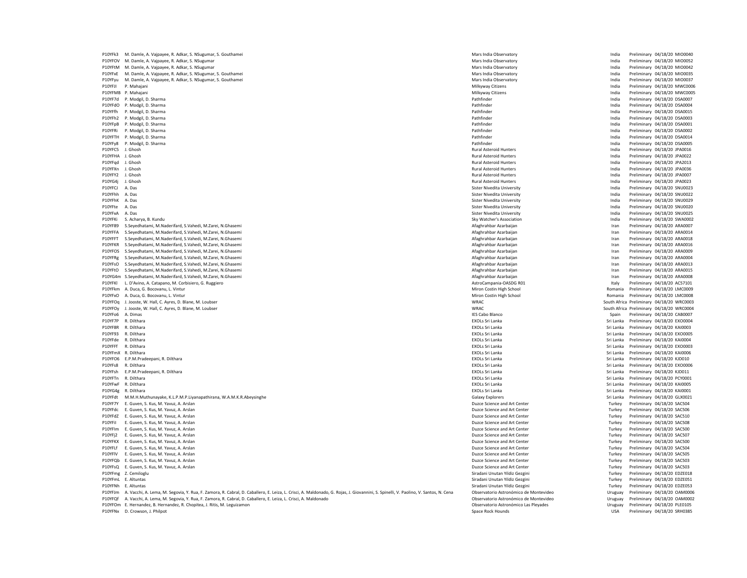| | | | | | | |
|---|---|---|---|---|---|---|
| P10YFk3 | M. Damle, A. Vajpayee, R. Adkar, S. NSugumar, S. Gouthamei | Mars India Observatory | India | Preliminary | 04/18/20 | MIO0040 |
| P10YFOV | M. Damle, A. Vajpayee, R. Adkar, S. NSugumar | Mars India Observatory | India | Preliminary | 04/18/20 | MIO0052 |
| P10YFtM | M. Damle, A. Vajpayee, R. Adkar, S. NSugumar | Mars India Observatory | India | Preliminary | 04/18/20 | MIO0042 |
| P10YFxE | M. Damle, A. Vajpayee, R. Adkar, S. NSugumar, S. Gouthamei | Mars India Observatory | India | Preliminary | 04/18/20 | MIO0035 |
| P10YFyu | M. Damle, A. Vajpayee, R. Adkar, S. NSugumar, S. Gouthamei | Mars India Observatory | India | Preliminary | 04/18/20 | MIO0037 |
| P10YFJI | P. Mahajani | Milkyway Citizens | India | Preliminary | 04/18/20 | MWC0006 |
| P10YFMB | P. Mahajani | Milkyway Citizens | India | Preliminary | 04/18/20 | MWC0005 |
| P10YF7d | P. Modgil, D. Sharma | Pathfinder | India | Preliminary | 04/18/20 | DSA0007 |
| P10YFdO | P. Modgil, D. Sharma | Pathfinder | India | Preliminary | 04/18/20 | DSA0004 |
| P10YFfh | P. Modgil, D. Sharma | Pathfinder | India | Preliminary | 04/18/20 | DSA0015 |
| P10YFh2 | P. Modgil, D. Sharma | Pathfinder | India | Preliminary | 04/18/20 | DSA0003 |
| P10YFpB | P. Modgil, D. Sharma | Pathfinder | India | Preliminary | 04/18/20 | DSA0001 |
| P10YFRi | P. Modgil, D. Sharma | Pathfinder | India | Preliminary | 04/18/20 | DSA0002 |
| P10YFTH | P. Modgil, D. Sharma | Pathfinder | India | Preliminary | 04/18/20 | DSA0014 |
| P10YFy8 | P. Modgil, D. Sharma | Pathfinder | India | Preliminary | 04/18/20 | DSA0005 |
| P10YFC5 | J. Ghosh | Rural Asteroid Hunters | India | Preliminary | 04/18/20 | JPA0016 |
| P10YFHA | J. Ghosh | Rural Asteroid Hunters | India | Preliminary | 04/18/20 | JPA0022 |
| P10YFqd | J. Ghosh | Rural Asteroid Hunters | India | Preliminary | 04/18/20 | JPA2013 |
| P10YFXn | J. Ghosh | Rural Asteroid Hunters | India | Preliminary | 04/18/20 | JPA0036 |
| P10YFY2 | J. Ghosh | Rural Asteroid Hunters | India | Preliminary | 04/18/20 | JPA0007 |
| P10YG4j | J. Ghosh | Rural Asteroid Hunters | India | Preliminary | 04/18/20 | JPA0023 |
| P10YFCJ | A. Das | Sister Nivedita University | India | Preliminary | 04/18/20 | SNU0023 |
| P10YFhh | A. Das | Sister Nivedita University | India | Preliminary | 04/18/20 | SNU0022 |
| P10YFhK | A. Das | Sister Nivedita University | India | Preliminary | 04/18/20 | SNU0029 |
| P10YFte | A. Das | Sister Nivedita University | India | Preliminary | 04/18/20 | SNU0020 |
| P10YFxA | A. Das | Sister Nivedita University | India | Preliminary | 04/18/20 | SNU0025 |
| P10YFKi | S. Acharya, B. Kundu | Sky Watcher's Association | India | Preliminary | 04/18/20 | SWA0002 |
| P10YF89 | S.Seyedhatami, M.Naderifard, S.Vahedi, M.Zarei, N.Ghasemi | Afaghrahbar Azarbaijan | Iran | Preliminary | 04/18/20 | ARA0007 |
| P10YFFA | S.Seyedhatami, M.Naderifard, S.Vahedi, M.Zarei, N.Ghasemi | Afaghrahbar Azarbaijan | Iran | Preliminary | 04/18/20 | ARA0014 |
| P10YFFT | S.Seyedhatami, M.Naderifard, S.Vahedi, M.Zarei, N.Ghasemi | Afaghrahbar Azarbaijan | Iran | Preliminary | 04/18/20 | ARA0018 |
| P10YFKR | S.Seyedhatami, M.Naderifard, S.Vahedi, M.Zarei, N.Ghasemi | Afaghrahbar Azarbaijan | Iran | Preliminary | 04/18/20 | ARA0016 |
| P10YFOS | S.Seyedhatami, M.Naderifard, S.Vahedi, M.Zarei, N.Ghasemi | Afaghrahbar Azarbaijan | Iran | Preliminary | 04/18/20 | ARA0009 |
| P10YFRg | S.Seyedhatami, M.Naderifard, S.Vahedi, M.Zarei, N.Ghasemi | Afaghrahbar Azarbaijan | Iran | Preliminary | 04/18/20 | ARA0004 |
| P10YFsO | S.Seyedhatami, M.Naderifard, S.Vahedi, M.Zarei, N.Ghasemi | Afaghrahbar Azarbaijan | Iran | Preliminary | 04/18/20 | ARA0013 |
| P10YFtO | S.Seyedhatami, M.Naderifard, S.Vahedi, M.Zarei, N.Ghasemi | Afaghrahbar Azarbaijan | Iran | Preliminary | 04/18/20 | ARA0015 |
| P10YG4m | S.Seyedhatami, M.Naderifard, S.Vahedi, M.Zarei, N.Ghasemi | Afaghrahbar Azarbaijan | Iran | Preliminary | 04/18/20 | ARA0008 |
| P10YFKl | L. D'Avino, A. Catapano, M. Corbisiero, G. Ruggiero | AstroCampania-OASDG R01 | Italy | Preliminary | 04/18/20 | AC57101 |
| P10YFkm | A. Duca, G. Bocovanu, L. Vintur | Miron Costin High School | Romania | Preliminary | 04/18/20 | LMC0009 |
| P10YFxO | A. Duca, G. Bocovanu, L. Vintur | Miron Costin High School | Romania | Preliminary | 04/18/20 | LMC0008 |
| P10YFOq | J. Jooste, W. Hall, C. Ayres, D. Blane, M. Loubser | WRAC | South Africa | Preliminary | 04/18/20 | WRC0003 |
| P10YFOy | J. Jooste, W. Hall, C. Ayres, D. Blane, M. Loubser | WRAC | South Africa | Preliminary | 04/18/20 | WRC0004 |
| P10YFo6 | A. Dimas | IES Cabo Blanco | Spain | Preliminary | 04/18/20 | CAB0007 |
| P10YF7P | R. Dilthara | EXOLs Sri Lanka | Sri Lanka | Preliminary | 04/18/20 | EXO0004 |
| P10YF8R | R. Dilthara | EXOLs Sri Lanka | Sri Lanka | Preliminary | 04/18/20 | KAI0003 |
| P10YF93 | R. Dilthara | EXOLs Sri Lanka | Sri Lanka | Preliminary | 04/18/20 | EXO0005 |
| P10YFde | R. Dilthara | EXOLs Sri Lanka | Sri Lanka | Preliminary | 04/18/20 | KAI0004 |
| P10YFFf | R. Dilthara | EXOLs Sri Lanka | Sri Lanka | Preliminary | 04/18/20 | EXO0003 |
| P10YFmX | R. Dilthara | EXOLs Sri Lanka | Sri Lanka | Preliminary | 04/18/20 | KAI0006 |
| P10YFO6 | E.P.M.Pradeepani, R. Dilthara | EXOLs Sri Lanka | Sri Lanka | Preliminary | 04/18/20 | KJD010 |
| P10YFs8 | R. Dilthara | EXOLs Sri Lanka | Sri Lanka | Preliminary | 04/18/20 | EXO0006 |
| P10YFsh | E.P.M.Pradeepani, R. Dilthara | EXOLs Sri Lanka | Sri Lanka | Preliminary | 04/18/20 | KJD011 |
| P10YFTn | R. Dilthara | EXOLs Sri Lanka | Sri Lanka | Preliminary | 04/18/20 | PCY0001 |
| P10YFwF | R. Dilthara | EXOLs Sri Lanka | Sri Lanka | Preliminary | 04/18/20 | KAI0005 |
| P10YG4g | R. Dilthara | EXOLs Sri Lanka | Sri Lanka | Preliminary | 04/18/20 | KAI0001 |
| P10YFdt | M.M.H.Muthunayake, K.L.P.M.P.Liyanapathirana, W.A.M.K.R.Abeysinghe | Galaxy Explorers | Sri Lanka | Preliminary | 04/18/20 | GLX0021 |
| P10YF7Y | E. Guven, S. Kus, M. Yavuz, A. Arslan | Duzce Science and Art Center | Turkey | Preliminary | 04/18/20 | SAC504 |
| P10YFdc | E. Guven, S. Kus, M. Yavuz, A. Arslan | Duzce Science and Art Center | Turkey | Preliminary | 04/18/20 | SAC506 |
| P10YFdZ | E. Guven, S. Kus, M. Yavuz, A. Arslan | Duzce Science and Art Center | Turkey | Preliminary | 04/18/20 | SAC510 |
| P10YFil | E. Guven, S. Kus, M. Yavuz, A. Arslan | Duzce Science and Art Center | Turkey | Preliminary | 04/18/20 | SAC508 |
| P10YFIm | E. Guven, S. Kus, M. Yavuz, A. Arslan | Duzce Science and Art Center | Turkey | Preliminary | 04/18/20 | SAC500 |
| P10YFj2 | E. Guven, S. Kus, M. Yavuz, A. Arslan | Duzce Science and Art Center | Turkey | Preliminary | 04/18/20 | SAC507 |
| P10YFKX | E. Guven, S. Kus, M. Yavuz, A. Arslan | Duzce Science and Art Center | Turkey | Preliminary | 04/18/20 | SAC500 |
| P10YFLf | E. Guven, S. Kus, M. Yavuz, A. Arslan | Duzce Science and Art Center | Turkey | Preliminary | 04/18/20 | SAC504 |
| P10YFlV | E. Guven, S. Kus, M. Yavuz, A. Arslan | Duzce Science and Art Center | Turkey | Preliminary | 04/18/20 | SAC505 |
| P10YFQb | E. Guven, S. Kus, M. Yavuz, A. Arslan | Duzce Science and Art Center | Turkey | Preliminary | 04/18/20 | SAC503 |
| P10YFsQ | E. Guven, S. Kus, M. Yavuz, A. Arslan | Duzce Science and Art Center | Turkey | Preliminary | 04/18/20 | SAC503 |
| P10YFmg | Z. Cemiloglu | Siradani Unutan Yildiz Gezgini | Turkey | Preliminary | 04/18/20 | EDZE018 |
| P10YFmL | E. Altuntas | Siradani Unutan Yildiz Gezgini | Turkey | Preliminary | 04/18/20 | EDZE051 |
| P10YFNh | E. Altuntas | Siradani Unutan Yildiz Gezgini | Turkey | Preliminary | 04/18/20 | EDZE053 |
| P10YFJm | A. Vacchi, A. Lema, M. Segovia, Y. Rua, F. Zamora, R. Cabral, D. Caballero, E. Leiza, L. Crisci, A. Maldonado, G. Rojas, J. Giovannini, S. Spinelli, V. Paolino, V. Santos, N. Cena | Observatorio Astronómico de Montevideo | Uruguay | Preliminary | 04/18/20 | OAM0006 |
| P10YFQf | A. Vacchi, A. Lema, M. Segovia, Y. Rua, F. Zamora, R. Cabral, D. Caballero, E. Leiza, L. Crisci, A. Maldonado | Observatorio Astronómico de Montevideo | Uruguay | Preliminary | 04/18/20 | OAM0002 |
| P10YFOm | E. Hernandez, B. Hernandez, R. Chopitea, J. Ritis, M. Leguizamon | Observatorio Astronómico Las Pleyades | Uruguay | Preliminary | 04/18/20 | PLE0105 |
| P10YFNx | D. Crowson, J. Philpot | Space Rock Hounds | USA | Preliminary | 04/18/20 | SRH0385 |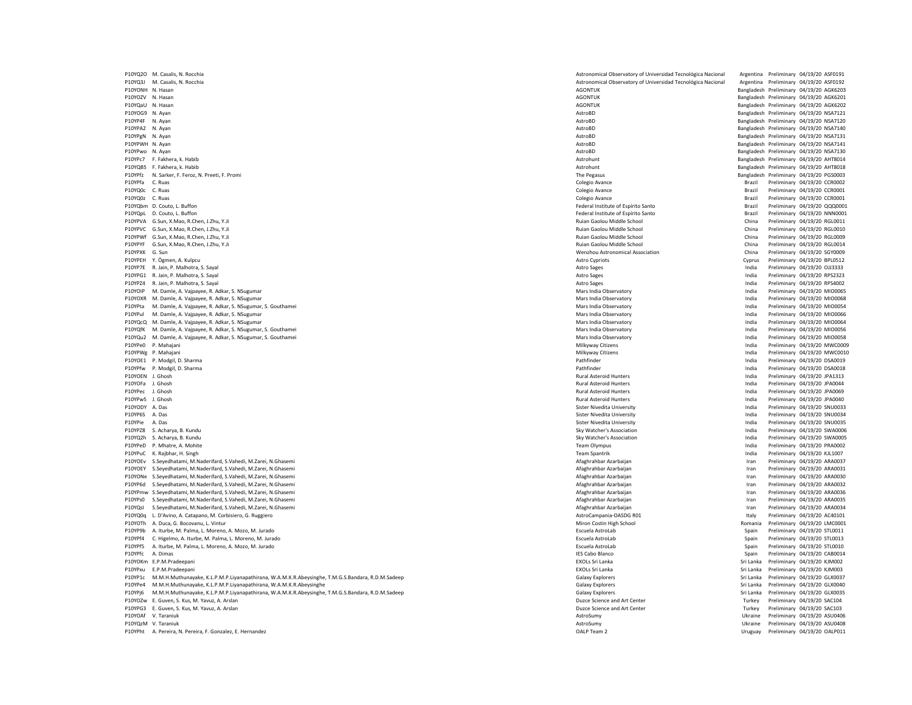| | | | | | | |
|---|---|---|---|---|---|---|
| P10YQ2O | M. Casalis, N. Rocchia | Astronomical Observatory of Universidad Tecnológica Nacional | Argentina | Preliminary | 04/19/20 | ASF0191 |
| P10YQ3J | M. Casalis, N. Rocchia | Astronomical Observatory of Universidad Tecnológica Nacional | Argentina | Preliminary | 04/19/20 | ASF0192 |
| P10YONH | N. Hasan | AGONTUK | Bangladesh | Preliminary | 04/19/20 | AGK6203 |
| P10YOZV | N. Hasan | AGONTUK | Bangladesh | Preliminary | 04/19/20 | AGK6201 |
| P10YQaU | N. Hasan | AGONTUK | Bangladesh | Preliminary | 04/19/20 | AGK6202 |
| P10YOG9 | N. Ayan | AstroBD | Bangladesh | Preliminary | 04/19/20 | NSA7121 |
| P10YP4F | N. Ayan | AstroBD | Bangladesh | Preliminary | 04/19/20 | NSA7120 |
| P10YPA2 | N. Ayan | AstroBD | Bangladesh | Preliminary | 04/19/20 | NSA7140 |
| P10YPgN | N. Ayan | AstroBD | Bangladesh | Preliminary | 04/19/20 | NSA7131 |
| P10YPWH | N. Ayan | AstroBD | Bangladesh | Preliminary | 04/19/20 | NSA7141 |
| P10YPwo | N. Ayan | AstroBD | Bangladesh | Preliminary | 04/19/20 | NSA7130 |
| P10YPc7 | F. Fakhera, k. Habib | Astrohunt | Bangladesh | Preliminary | 04/19/20 | AHT8014 |
| P10YQB5 | F. Fakhera, k. Habib | Astrohunt | Bangladesh | Preliminary | 04/19/20 | AHT8018 |
| P10YPfz | N. Sarker, F. Feroz, N. Preeti, F. Promi | The Pegasus | Bangladesh | Preliminary | 04/19/20 | PGS0003 |
| P10YPfa | C. Ruas | Colegio Avance | Brazil | Preliminary | 04/19/20 | CCR0002 |
| P10YQ0c | C. Ruas | Colegio Avance | Brazil | Preliminary | 04/19/20 | CCR0001 |
| P10YQ0z | C. Ruas | Colegio Avance | Brazil | Preliminary | 04/19/20 | CCR0001 |
| P10YQbm | D. Couto, L. Buffon | Federal Institute of Espírito Santo | Brazil | Preliminary | 04/19/20 | QQQ0001 |
| P10YQpL | D. Couto, L. Buffon | Federal Institute of Espírito Santo | Brazil | Preliminary | 04/19/20 | NNN0001 |
| P10YPVA | G.Sun, X.Mao, R.Chen, J.Zhu, Y.Ji | Ruian Gaolou Middle School | China | Preliminary | 04/19/20 | RGL0011 |
| P10YPVC | G.Sun, X.Mao, R.Chen, J.Zhu, Y.Ji | Ruian Gaolou Middle School | China | Preliminary | 04/19/20 | RGL0010 |
| P10YPWf | G.Sun, X.Mao, R.Chen, J.Zhu, Y.Ji | Ruian Gaolou Middle School | China | Preliminary | 04/19/20 | RGL0009 |
| P10YPYF | G.Sun, X.Mao, R.Chen, J.Zhu, Y.Ji | Ruian Gaolou Middle School | China | Preliminary | 04/19/20 | RGL0014 |
| P10YPXK | G. Sun | Wenzhou Astronomical Association | China | Preliminary | 04/19/20 | SGY0009 |
| P10YPEH | Y. Ögmen, A. Kulpcu | Astro Cypriots | Cyprus | Preliminary | 04/19/20 | BPL0512 |
| P10YP7E | R. Jain, P. Malhotra, S. Sayal | Astro Sages | India | Preliminary | 04/19/20 | OJJ3333 |
| P10YPG1 | R. Jain, P. Malhotra, S. Sayal | Astro Sages | India | Preliminary | 04/19/20 | RPS2323 |
| P10YPZ4 | R. Jain, P. Malhotra, S. Sayal | Astro Sages | India | Preliminary | 04/19/20 | RPS4002 |
| P10YOIP | M. Damle, A. Vajpayee, R. Adkar, S. NSugumar | Mars India Observatory | India | Preliminary | 04/19/20 | MIO0065 |
| P10YOXR | M. Damle, A. Vajpayee, R. Adkar, S. NSugumar | Mars India Observatory | India | Preliminary | 04/19/20 | MIO0068 |
| P10YPta | M. Damle, A. Vajpayee, R. Adkar, S. NSugumar, S. Gouthamei | Mars India Observatory | India | Preliminary | 04/19/20 | MIO0054 |
| P10YPul | M. Damle, A. Vajpayee, R. Adkar, S. NSugumar | Mars India Observatory | India | Preliminary | 04/19/20 | MIO0066 |
| P10YQcQ | M. Damle, A. Vajpayee, R. Adkar, S. NSugumar | Mars India Observatory | India | Preliminary | 04/19/20 | MIO0064 |
| P10YQfK | M. Damle, A. Vajpayee, R. Adkar, S. NSugumar, S. Gouthamei | Mars India Observatory | India | Preliminary | 04/19/20 | MIO0056 |
| P10YQu2 | M. Damle, A. Vajpayee, R. Adkar, S. NSugumar, S. Gouthamei | Mars India Observatory | India | Preliminary | 04/19/20 | MIO0058 |
| P10YPe0 | P. Mahajani | Milkyway Citizens | India | Preliminary | 04/19/20 | MWC0009 |
| P10YPWg | P. Mahajani | Milkyway Citizens | India | Preliminary | 04/19/20 | MWC0010 |
| P10YOE1 | P. Modgil, D. Sharma | Pathfinder | India | Preliminary | 04/19/20 | DSA0019 |
| P10YPfw | P. Modgil, D. Sharma | Pathfinder | India | Preliminary | 04/19/20 | DSA0018 |
| P10YOEN | J. Ghosh | Rural Asteroid Hunters | India | Preliminary | 04/19/20 | JPA1313 |
| P10YOFa | J. Ghosh | Rural Asteroid Hunters | India | Preliminary | 04/19/20 | JPA0044 |
| P10YPec | J. Ghosh | Rural Asteroid Hunters | India | Preliminary | 04/19/20 | JPA0069 |
| P10YPw5 | J. Ghosh | Rural Asteroid Hunters | India | Preliminary | 04/19/20 | JPA0040 |
| P10YODY | A. Das | Sister Nivedita University | India | Preliminary | 04/19/20 | SNU0033 |
| P10YP6S | A. Das | Sister Nivedita University | India | Preliminary | 04/19/20 | SNU0034 |
| P10YPie | A. Das | Sister Nivedita University | India | Preliminary | 04/19/20 | SNU0035 |
| P10YPZ8 | S. Acharya, B. Kundu | Sky Watcher's Association | India | Preliminary | 04/19/20 | SWA0006 |
| P10YQ2h | S. Acharya, B. Kundu | Sky Watcher's Association | India | Preliminary | 04/19/20 | SWA0005 |
| P10YPeD | P. Mhatre, A. Mohite | Team Olympus | India | Preliminary | 04/19/20 | PRA0002 |
| P10YPuC | K. Rajbhar, H. Singh | Team Spantrik | India | Preliminary | 04/19/20 | KJL1007 |
| P10YOEv | S.Seyedhatami, M.Naderifard, S.Vahedi, M.Zarei, N.Ghasemi | Afaghrahbar Azarbaijan | Iran | Preliminary | 04/19/20 | ARA0037 |
| P10YOEY | S.Seyedhatami, M.Naderifard, S.Vahedi, M.Zarei, N.Ghasemi | Afaghrahbar Azarbaijan | Iran | Preliminary | 04/19/20 | ARA0031 |
| P10YONe | S.Seyedhatami, M.Naderifard, S.Vahedi, M.Zarei, N.Ghasemi | Afaghrahbar Azarbaijan | Iran | Preliminary | 04/19/20 | ARA0030 |
| P10YP6d | S.Seyedhatami, M.Naderifard, S.Vahedi, M.Zarei, N.Ghasemi | Afaghrahbar Azarbaijan | Iran | Preliminary | 04/19/20 | ARA0032 |
| P10YPmw | S.Seyedhatami, M.Naderifard, S.Vahedi, M.Zarei, N.Ghasemi | Afaghrahbar Azarbaijan | Iran | Preliminary | 04/19/20 | ARA0036 |
| P10YPs0 | S.Seyedhatami, M.Naderifard, S.Vahedi, M.Zarei, N.Ghasemi | Afaghrahbar Azarbaijan | Iran | Preliminary | 04/19/20 | ARA0035 |
| P10YQsI | S.Seyedhatami, M.Naderifard, S.Vahedi, M.Zarei, N.Ghasemi | Afaghrahbar Azarbaijan | Iran | Preliminary | 04/19/20 | ARA0034 |
| P10YQ0q | L. D'Avino, A. Catapano, M. Corbisiero, G. Ruggiero | AstroCampania-OASDG R01 | Italy | Preliminary | 04/19/20 | AC40101 |
| P10YOTh | A. Duca, G. Bocovanu, L. Vintur | Miron Costin High School | Romania | Preliminary | 04/19/20 | LMC0001 |
| P10YP9b | A. Iturbe, M. Palma, L. Moreno, A. Mozo, M. Jurado | Escuela AstroLab | Spain | Preliminary | 04/19/20 | STL0011 |
| P10YPf4 | C. Higelmo, A. Iturbe, M. Palma, L. Moreno, M. Jurado | Escuela AstroLab | Spain | Preliminary | 04/19/20 | STL0013 |
| P10YPf5 | A. Iturbe, M. Palma, L. Moreno, A. Mozo, M. Jurado | Escuela AstroLab | Spain | Preliminary | 04/19/20 | STL0010 |
| P10YPfc | A. Dimas | IES Cabo Blanco | Spain | Preliminary | 04/19/20 | CAB0014 |
| P10YOKm | E.P.M.Pradeepani | EXOLs Sri Lanka | Sri Lanka | Preliminary | 04/19/20 | KJM002 |
| P10YPxu | E.P.M.Pradeepani | EXOLs Sri Lanka | Sri Lanka | Preliminary | 04/19/20 | KJM003 |
| P10YP1c | M.M.H.Muthunayake, K.L.P.M.P.Liyanapathirana, W.A.M.K.R.Abeysinghe, T.M.G.S.Bandara, R.D.M.Sadeep | Galaxy Explorers | Sri Lanka | Preliminary | 04/19/20 | GLX0037 |
| P10YPe4 | M.M.H.Muthunayake, K.L.P.M.P.Liyanapathirana, W.A.M.K.R.Abeysinghe | Galaxy Explorers | Sri Lanka | Preliminary | 04/19/20 | GLX0040 |
| P10YPj6 | M.M.H.Muthunayake, K.L.P.M.P.Liyanapathirana, W.A.M.K.R.Abeysinghe, T.M.G.S.Bandara, R.D.M.Sadeep | Galaxy Explorers | Sri Lanka | Preliminary | 04/19/20 | GLX0035 |
| P10YOZw | E. Guven, S. Kus, M. Yavuz, A. Arslan | Duzce Science and Art Center | Turkey | Preliminary | 04/19/20 | SAC104 |
| P10YPG3 | E. Guven, S. Kus, M. Yavuz, A. Arslan | Duzce Science and Art Center | Turkey | Preliminary | 04/19/20 | SAC103 |
| P10YOAf | V. Taraniuk | AstroSumy | Ukraine | Preliminary | 04/19/20 | ASU0406 |
| P10YQzM | V. Taraniuk | AstroSumy | Ukraine | Preliminary | 04/19/20 | ASU0408 |
| P10YPht | A. Pereira, N. Pereira, F. Gonzalez, E. Hernandez | OALP Team 2 | Uruguay | Preliminary | 04/19/20 | OALP011 |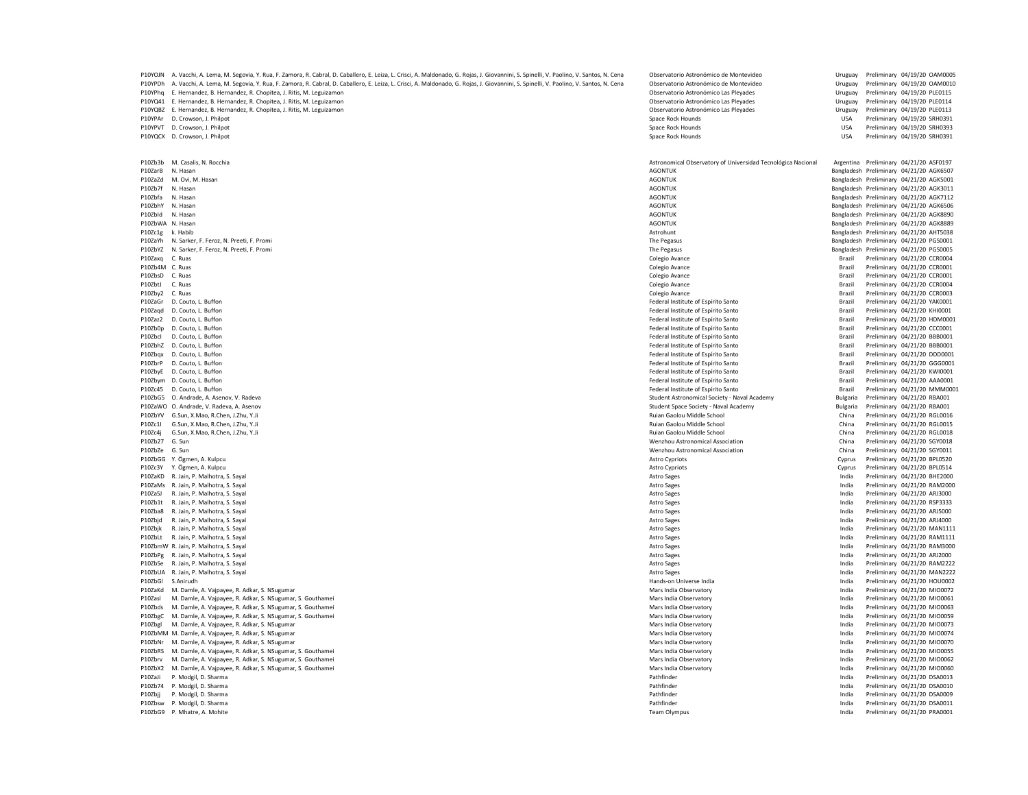| | | | | | | |
|---|---|---|---|---|---|---|
| P10YOJN | A. Vacchi, A. Lema, M. Segovia, Y. Rua, F. Zamora, R. Cabral, D. Caballero, E. Leiza, L. Crisci, A. Maldonado, G. Rojas, J. Giovannini, S. Spinelli, V. Paolino, V. Santos, N. Cena | Observatorio Astronómico de Montevideo | Uruguay | Preliminary | 04/19/20 | OAM0005 |
| P10YPDh | A. Vacchi, A. Lema, M. Segovia, Y. Rua, F. Zamora, R. Cabral, D. Caballero, E. Leiza, L. Crisci, A. Maldonado, G. Rojas, J. Giovannini, S. Spinelli, V. Paolino, V. Santos, N. Cena | Observatorio Astronómico de Montevideo | Uruguay | Preliminary | 04/19/20 | OAM0010 |
| P10YPhq | E. Hernandez, B. Hernandez, R. Chopitea, J. Ritis, M. Leguizamon | Observatorio Astronómico Las Pleyades | Uruguay | Preliminary | 04/19/20 | PLE0115 |
| P10YQ41 | E. Hernandez, B. Hernandez, R. Chopitea, J. Ritis, M. Leguizamon | Observatorio Astronómico Las Pleyades | Uruguay | Preliminary | 04/19/20 | PLE0114 |
| P10YQBZ | E. Hernandez, B. Hernandez, R. Chopitea, J. Ritis, M. Leguizamon | Observatorio Astronómico Las Pleyades | Uruguay | Preliminary | 04/19/20 | PLE0113 |
| P10YPAr | D. Crowson, J. Philpot | Space Rock Hounds | USA | Preliminary | 04/19/20 | SRH0391 |
| P10YPVT | D. Crowson, J. Philpot | Space Rock Hounds | USA | Preliminary | 04/19/20 | SRH0393 |
| P10YQCX | D. Crowson, J. Philpot | Space Rock Hounds | USA | Preliminary | 04/19/20 | SRH0391 |
| | | | | | | |
| P10Zb3b | M. Casalis, N. Rocchia | Astronomical Observatory of Universidad Tecnológica Nacional | Argentina | Preliminary | 04/21/20 | ASF0197 |
| P10ZarB | N. Hasan | AGONTUK | Bangladesh | Preliminary | 04/21/20 | AGK6507 |
| P10ZaZd | M. Ovi, M. Hasan | AGONTUK | Bangladesh | Preliminary | 04/21/20 | AGK5001 |
| P10Zb7f | N. Hasan | AGONTUK | Bangladesh | Preliminary | 04/21/20 | AGK3011 |
| P10Zbfa | N. Hasan | AGONTUK | Bangladesh | Preliminary | 04/21/20 | AGK7112 |
| P10ZbhY | N. Hasan | AGONTUK | Bangladesh | Preliminary | 04/21/20 | AGK6506 |
| P10ZbId | N. Hasan | AGONTUK | Bangladesh | Preliminary | 04/21/20 | AGK8890 |
| P10ZbWA | N. Hasan | AGONTUK | Bangladesh | Preliminary | 04/21/20 | AGK8889 |
| P10Zc1g | k. Habib | Astrohunt | Bangladesh | Preliminary | 04/21/20 | AHT5038 |
| P10ZaYh | N. Sarker, F. Feroz, N. Preeti, F. Promi | The Pegasus | Bangladesh | Preliminary | 04/21/20 | PGS0001 |
| P10ZbYZ | N. Sarker, F. Feroz, N. Preeti, F. Promi | The Pegasus | Bangladesh | Preliminary | 04/21/20 | PGS0005 |
| P10Zaxq | C. Ruas | Colegio Avance | Brazil | Preliminary | 04/21/20 | CCR0004 |
| P10Zb4M | C. Ruas | Colegio Avance | Brazil | Preliminary | 04/21/20 | CCR0001 |
| P10ZbsD | C. Ruas | Colegio Avance | Brazil | Preliminary | 04/21/20 | CCR0001 |
| P10ZbtJ | C. Ruas | Colegio Avance | Brazil | Preliminary | 04/21/20 | CCR0004 |
| P10Zby2 | C. Ruas | Colegio Avance | Brazil | Preliminary | 04/21/20 | CCR0003 |
| P10ZaGr | D. Couto, L. Buffon | Federal Institute of Espírito Santo | Brazil | Preliminary | 04/21/20 | YAK0001 |
| P10Zaqd | D. Couto, L. Buffon | Federal Institute of Espírito Santo | Brazil | Preliminary | 04/21/20 | KHI0001 |
| P10Zaz2 | D. Couto, L. Buffon | Federal Institute of Espírito Santo | Brazil | Preliminary | 04/21/20 | HDM0001 |
| P10Zb0p | D. Couto, L. Buffon | Federal Institute of Espírito Santo | Brazil | Preliminary | 04/21/20 | CCC0001 |
| P10ZbcI | D. Couto, L. Buffon | Federal Institute of Espírito Santo | Brazil | Preliminary | 04/21/20 | BBB0001 |
| P10ZbhZ | D. Couto, L. Buffon | Federal Institute of Espírito Santo | Brazil | Preliminary | 04/21/20 | BBB0001 |
| P10Zbqx | D. Couto, L. Buffon | Federal Institute of Espírito Santo | Brazil | Preliminary | 04/21/20 | DDD0001 |
| P10ZbrP | D. Couto, L. Buffon | Federal Institute of Espírito Santo | Brazil | Preliminary | 04/21/20 | GGG0001 |
| P10ZbyE | D. Couto, L. Buffon | Federal Institute of Espírito Santo | Brazil | Preliminary | 04/21/20 | KWI0001 |
| P10Zbym | D. Couto, L. Buffon | Federal Institute of Espírito Santo | Brazil | Preliminary | 04/21/20 | AAA0001 |
| P10Zc45 | D. Couto, L. Buffon | Federal Institute of Espírito Santo | Brazil | Preliminary | 04/21/20 | MMM0001 |
| P10ZbG5 | O. Andrade, A. Asenov, V. Radeva | Student Astronomical Society - Naval Academy | Bulgaria | Preliminary | 04/21/20 | RBA001 |
| P10ZaWO | O. Andrade, V. Radeva, A. Asenov | Student Space Society - Naval Academy | Bulgaria | Preliminary | 04/21/20 | RBA001 |
| P10ZbYV | G.Sun, X.Mao, R.Chen, J.Zhu, Y.Ji | Ruian Gaolou Middle School | China | Preliminary | 04/21/20 | RGL0016 |
| P10Zc1I | G.Sun, X.Mao, R.Chen, J.Zhu, Y.Ji | Ruian Gaolou Middle School | China | Preliminary | 04/21/20 | RGL0015 |
| P10Zc4j | G.Sun, X.Mao, R.Chen, J.Zhu, Y.Ji | Ruian Gaolou Middle School | China | Preliminary | 04/21/20 | RGL0018 |
| P10Zb27 | G. Sun | Wenzhou Astronomical Association | China | Preliminary | 04/21/20 | SGY0018 |
| P10ZbZe | G. Sun | Wenzhou Astronomical Association | China | Preliminary | 04/21/20 | SGY0011 |
| P10ZbGG | Y. Ögmen, A. Kulpcu | Astro Cypriots | Cyprus | Preliminary | 04/21/20 | BPL0520 |
| P10Zc3Y | Y. Ögmen, A. Kulpcu | Astro Cypriots | Cyprus | Preliminary | 04/21/20 | BPL0514 |
| P10ZaKD | R. Jain, P. Malhotra, S. Sayal | Astro Sages | India | Preliminary | 04/21/20 | BHE2000 |
| P10ZaMs | R. Jain, P. Malhotra, S. Sayal | Astro Sages | India | Preliminary | 04/21/20 | RAM2000 |
| P10ZaSJ | R. Jain, P. Malhotra, S. Sayal | Astro Sages | India | Preliminary | 04/21/20 | ARJ3000 |
| P10Zb1t | R. Jain, P. Malhotra, S. Sayal | Astro Sages | India | Preliminary | 04/21/20 | RSP3333 |
| P10Zba8 | R. Jain, P. Malhotra, S. Sayal | Astro Sages | India | Preliminary | 04/21/20 | ARJ5000 |
| P10Zbjd | R. Jain, P. Malhotra, S. Sayal | Astro Sages | India | Preliminary | 04/21/20 | ARJ4000 |
| P10Zbjk | R. Jain, P. Malhotra, S. Sayal | Astro Sages | India | Preliminary | 04/21/20 | MAN1111 |
| P10ZbLt | R. Jain, P. Malhotra, S. Sayal | Astro Sages | India | Preliminary | 04/21/20 | RAM1111 |
| P10ZbmW | R. Jain, P. Malhotra, S. Sayal | Astro Sages | India | Preliminary | 04/21/20 | RAM3000 |
| P10ZbPg | R. Jain, P. Malhotra, S. Sayal | Astro Sages | India | Preliminary | 04/21/20 | ARJ2000 |
| P10ZbSe | R. Jain, P. Malhotra, S. Sayal | Astro Sages | India | Preliminary | 04/21/20 | RAM2222 |
| P10ZbUA | R. Jain, P. Malhotra, S. Sayal | Astro Sages | India | Preliminary | 04/21/20 | MAN2222 |
| P10ZbGl | S.Anirudh | Hands-on Universe India | India | Preliminary | 04/21/20 | HOU0002 |
| P10ZaKd | M. Damle, A. Vajpayee, R. Adkar, S. NSugumar | Mars India Observatory | India | Preliminary | 04/21/20 | MIO0072 |
| P10ZasI | M. Damle, A. Vajpayee, R. Adkar, S. NSugumar, S. Gouthamei | Mars India Observatory | India | Preliminary | 04/21/20 | MIO0061 |
| P10Zbds | M. Damle, A. Vajpayee, R. Adkar, S. NSugumar, S. Gouthamei | Mars India Observatory | India | Preliminary | 04/21/20 | MIO0063 |
| P10ZbgC | M. Damle, A. Vajpayee, R. Adkar, S. NSugumar, S. Gouthamei | Mars India Observatory | India | Preliminary | 04/21/20 | MIO0059 |
| P10ZbgI | M. Damle, A. Vajpayee, R. Adkar, S. NSugumar | Mars India Observatory | India | Preliminary | 04/21/20 | MIO0073 |
| P10ZbMM | M. Damle, A. Vajpayee, R. Adkar, S. NSugumar | Mars India Observatory | India | Preliminary | 04/21/20 | MIO0074 |
| P10ZbNr | M. Damle, A. Vajpayee, R. Adkar, S. NSugumar | Mars India Observatory | India | Preliminary | 04/21/20 | MIO0070 |
| P10ZbRS | M. Damle, A. Vajpayee, R. Adkar, S. NSugumar, S. Gouthamei | Mars India Observatory | India | Preliminary | 04/21/20 | MIO0055 |
| P10Zbrv | M. Damle, A. Vajpayee, R. Adkar, S. NSugumar, S. Gouthamei | Mars India Observatory | India | Preliminary | 04/21/20 | MIO0062 |
| P10ZbX2 | M. Damle, A. Vajpayee, R. Adkar, S. NSugumar, S. Gouthamei | Mars India Observatory | India | Preliminary | 04/21/20 | MIO0060 |
| P10ZaJi | P. Modgil, D. Sharma | Pathfinder | India | Preliminary | 04/21/20 | DSA0013 |
| P10Zb74 | P. Modgil, D. Sharma | Pathfinder | India | Preliminary | 04/21/20 | DSA0010 |
| P10Zbjj | P. Modgil, D. Sharma | Pathfinder | India | Preliminary | 04/21/20 | DSA0009 |
| P10Zbsw | P. Modgil, D. Sharma | Pathfinder | India | Preliminary | 04/21/20 | DSA0011 |
| P10ZbG9 | P. Mhatre, A. Mohite | Team Olympus | India | Preliminary | 04/21/20 | PRA0001 |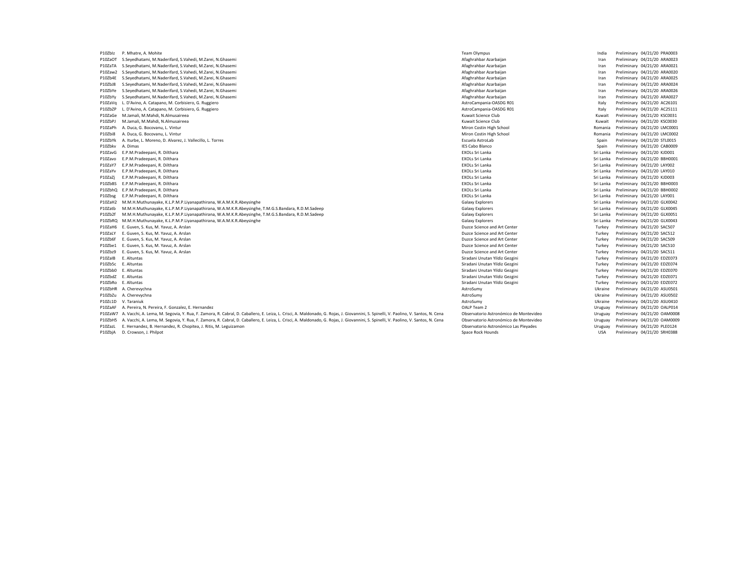| | | | | | | |
|---|---|---|---|---|---|---|
| P10Zblz | P. Mhatre, A. Mohite | Team Olympus | India | Preliminary | 04/21/20 | PRA0003 |
| P10ZaOT | S.Seyedhatami, M.Naderifard, S.Vahedi, M.Zarei, N.Ghasemi | Afaghrahbar Azarbaijan | Iran | Preliminary | 04/21/20 | ARA0023 |
| P10ZaTA | S.Seyedhatami, M.Naderifard, S.Vahedi, M.Zarei, N.Ghasemi | Afaghrahbar Azarbaijan | Iran | Preliminary | 04/21/20 | ARA0021 |
| P10Zaw2 | S.Seyedhatami, M.Naderifard, S.Vahedi, M.Zarei, N.Ghasemi | Afaghrahbar Azarbaijan | Iran | Preliminary | 04/21/20 | ARA0020 |
| P10Zb4E | S.Seyedhatami, M.Naderifard, S.Vahedi, M.Zarei, N.Ghasemi | Afaghrahbar Azarbaijan | Iran | Preliminary | 04/21/20 | ARA0025 |
| P10ZbJ8 | S.Seyedhatami, M.Naderifard, S.Vahedi, M.Zarei, N.Ghasemi | Afaghrahbar Azarbaijan | Iran | Preliminary | 04/21/20 | ARA0024 |
| P10ZbYe | S.Seyedhatami, M.Naderifard, S.Vahedi, M.Zarei, N.Ghasemi | Afaghrahbar Azarbaijan | Iran | Preliminary | 04/21/20 | ARA0026 |
| P10ZbYy | S.Seyedhatami, M.Naderifard, S.Vahedi, M.Zarei, N.Ghasemi | Afaghrahbar Azarbaijan | Iran | Preliminary | 04/21/20 | ARA0027 |
| P10ZaVq | L. D'Avino, A. Catapano, M. Corbisiero, G. Ruggiero | AstroCampania-OASDG R01 | Italy | Preliminary | 04/21/20 | AC26101 |
| P10ZbZP | L. D'Avino, A. Catapano, M. Corbisiero, G. Ruggiero | AstroCampania-OASDG R01 | Italy | Preliminary | 04/21/20 | AC25111 |
| P10ZaGe | M.Jamali, M.Mahdi, N.Almusaireea | Kuwait Science Club | Kuwait | Preliminary | 04/21/20 | KSC0031 |
| P10ZbPJ | M.Jamali, M.Mahdi, N.Almusaireea | Kuwait Science Club | Kuwait | Preliminary | 04/21/20 | KSC0030 |
| P10ZaPh | A. Duca, G. Bocovanu, L. Vintur | Miron Costin High School | Romania | Preliminary | 04/21/20 | LMC0001 |
| P10Zbi8 | A. Duca, G. Bocovanu, L. Vintur | Miron Costin High School | Romania | Preliminary | 04/21/20 | LMC0002 |
| P10ZbYk | A. Iturbe, L. Moreno, D. Alvarez, J. Vallecillo, L. Torres | Escuela AstroLab | Spain | Preliminary | 04/21/20 | STL0015 |
| P10Zbkv | A. Dimas | IES Cabo Blanco | Spain | Preliminary | 04/21/20 | CAB0009 |
| P10ZavG | E.P.M.Pradeepani, R. Dilthara | EXOLs Sri Lanka | Sri Lanka | Preliminary | 04/21/20 | KJD001 |
| P10Zavo | E.P.M.Pradeepani, R. Dilthara | EXOLs Sri Lanka | Sri Lanka | Preliminary | 04/21/20 | BBH0001 |
| P10ZaY7 | E.P.M.Pradeepani, R. Dilthara | EXOLs Sri Lanka | Sri Lanka | Preliminary | 04/21/20 | LAY002 |
| P10ZaYv | E.P.M.Pradeepani, R. Dilthara | EXOLs Sri Lanka | Sri Lanka | Preliminary | 04/21/20 | LAY010 |
| P10ZaZj | E.P.M.Pradeepani, R. Dilthara | EXOLs Sri Lanka | Sri Lanka | Preliminary | 04/21/20 | KJD003 |
| P10ZbBS | E.P.M.Pradeepani, R. Dilthara | EXOLs Sri Lanka | Sri Lanka | Preliminary | 04/21/20 | BBH0003 |
| P10ZbhQ | E.P.M.Pradeepani, R. Dilthara | EXOLs Sri Lanka | Sri Lanka | Preliminary | 04/21/20 | BBH0002 |
| P10Zbsg | E.P.M.Pradeepani, R. Dilthara | EXOLs Sri Lanka | Sri Lanka | Preliminary | 04/21/20 | LAY001 |
| P10ZaH2 | M.M.H.Muthunayake, K.L.P.M.P.Liyanapathirana, W.A.M.K.R.Abeysinghe | Galaxy Explorers | Sri Lanka | Preliminary | 04/21/20 | GLX0042 |
| P10Zatb | M.M.H.Muthunayake, K.L.P.M.P.Liyanapathirana, W.A.M.K.R.Abeysinghe, T.M.G.S.Bandara, R.D.M.Sadeep | Galaxy Explorers | Sri Lanka | Preliminary | 04/21/20 | GLX0045 |
| P10Zb2f | M.M.H.Muthunayake, K.L.P.M.P.Liyanapathirana, W.A.M.K.R.Abeysinghe, T.M.G.S.Bandara, R.D.M.Sadeep | Galaxy Explorers | Sri Lanka | Preliminary | 04/21/20 | GLX0051 |
| P10ZbRQ | M.M.H.Muthunayake, K.L.P.M.P.Liyanapathirana, W.A.M.K.R.Abeysinghe | Galaxy Explorers | Sri Lanka | Preliminary | 04/21/20 | GLX0043 |
| P10ZaH6 | E. Guven, S. Kus, M. Yavuz, A. Arslan | Duzce Science and Art Center | Turkey | Preliminary | 04/21/20 | SAC507 |
| P10ZaLY | E. Guven, S. Kus, M. Yavuz, A. Arslan | Duzce Science and Art Center | Turkey | Preliminary | 04/21/20 | SAC512 |
| P10Zb6f | E. Guven, S. Kus, M. Yavuz, A. Arslan | Duzce Science and Art Center | Turkey | Preliminary | 04/21/20 | SAC509 |
| P10Zbe1 | E. Guven, S. Kus, M. Yavuz, A. Arslan | Duzce Science and Art Center | Turkey | Preliminary | 04/21/20 | SAC510 |
| P10Zbz9 | E. Guven, S. Kus, M. Yavuz, A. Arslan | Duzce Science and Art Center | Turkey | Preliminary | 04/21/20 | SAC511 |
| P10ZalB | E. Altuntas | Siradani Unutan Yildiz Gezgini | Turkey | Preliminary | 04/21/20 | EDZE073 |
| P10Zb5c | E. Altuntas | Siradani Unutan Yildiz Gezgini | Turkey | Preliminary | 04/21/20 | EDZE074 |
| P10Zbb0 | E. Altuntas | Siradani Unutan Yildiz Gezgini | Turkey | Preliminary | 04/21/20 | EDZE070 |
| P10ZbdZ | E. Altuntas | Siradani Unutan Yildiz Gezgini | Turkey | Preliminary | 04/21/20 | EDZE071 |
| P10ZbRo | E. Altuntas | Siradani Unutan Yildiz Gezgini | Turkey | Preliminary | 04/21/20 | EDZE072 |
| P10ZbHR | A. Cherevychna | AstroSumy | Ukraine | Preliminary | 04/21/20 | ASU0501 |
| P10ZbZu | A. Cherevychna | AstroSumy | Ukraine | Preliminary | 04/21/20 | ASU0502 |
| P10Zc1D | V. Taraniuk | AstroSumy | Ukraine | Preliminary | 04/21/20 | ASU0410 |
| P10ZaAF | A. Pereira, N. Pereira, F. Gonzalez, E. Hernandez | OALP Team 2 | Uruguay | Preliminary | 04/21/20 | OALP014 |
| P10ZaW7 | A. Vacchi, A. Lema, M. Segovia, Y. Rua, F. Zamora, R. Cabral, D. Caballero, E. Leiza, L. Crisci, A. Maldonado, G. Rojas, J. Giovannini, S. Spinelli, V. Paolino, V. Santos, N. Cena | Observatorio Astronómico de Montevideo | Uruguay | Preliminary | 04/21/20 | OAM0008 |
| P10ZbH5 | A. Vacchi, A. Lema, M. Segovia, Y. Rua, F. Zamora, R. Cabral, D. Caballero, E. Leiza, L. Crisci, A. Maldonado, G. Rojas, J. Giovannini, S. Spinelli, V. Paolino, V. Santos, N. Cena | Observatorio Astronómico de Montevideo | Uruguay | Preliminary | 04/21/20 | OAM0009 |
| P10ZazL | E. Hernandez, B. Hernandez, R. Chopitea, J. Ritis, M. Leguizamon | Observatorio Astronómico Las Pleyades | Uruguay | Preliminary | 04/21/20 | PLE0124 |
| P10ZbjA | D. Crowson, J. Philpot | Space Rock Hounds | USA | Preliminary | 04/21/20 | SRH0388 |